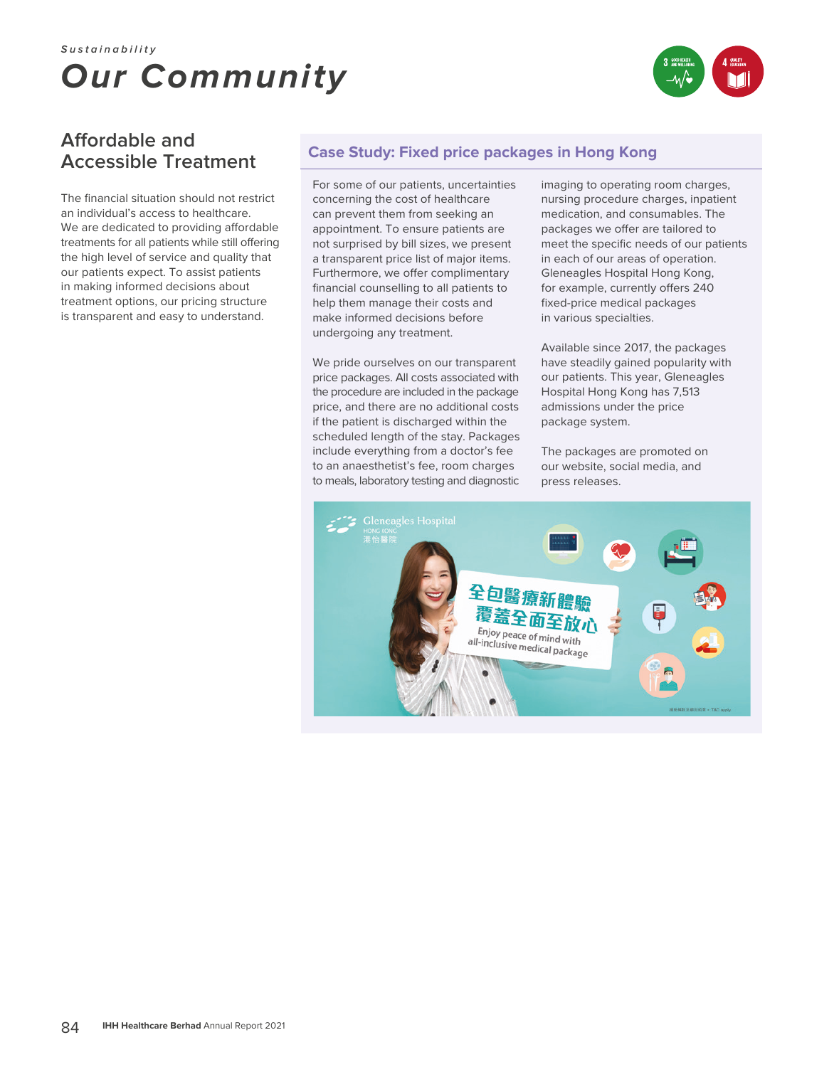*Sustainability*

# Our Community

## Affordable and Accessible Treatment

The financial situation should not restrict an individual's access to healthcare. We are dedicated to providing affordable treatments for all patients while still offering the high level of service and quality that our patients expect. To assist patients in making informed decisions about treatment options, our pricing structure is transparent and easy to understand.

### Case Study: Fixed price packages in Hong Kong

For some of our patients, uncertainties concerning the cost of healthcare can prevent them from seeking an appointment. To ensure patients are not surprised by bill sizes, we present a transparent price list of major items. Furthermore, we offer complimentary financial counselling to all patients to help them manage their costs and make informed decisions before undergoing any treatment.

We pride ourselves on our transparent price packages. All costs associated with the procedure are included in the package price, and there are no additional costs if the patient is discharged within the scheduled length of the stay. Packages include everything from a doctor's fee to an anaesthetist's fee, room charges to meals, laboratory testing and diagnostic imaging to operating room charges, nursing procedure charges, inpatient medication, and consumables. The packages we offer are tailored to meet the specific needs of our patients in each of our areas of operation. Gleneagles Hospital Hong Kong, for example, currently offers 240 fixed-price medical packages in various specialties.

Available since 2017, the packages have steadily gained popularity with our patients. This year, Gleneagles Hospital Hong Kong has 7,513 admissions under the price package system.

The packages are promoted on our website, social media, and press releases.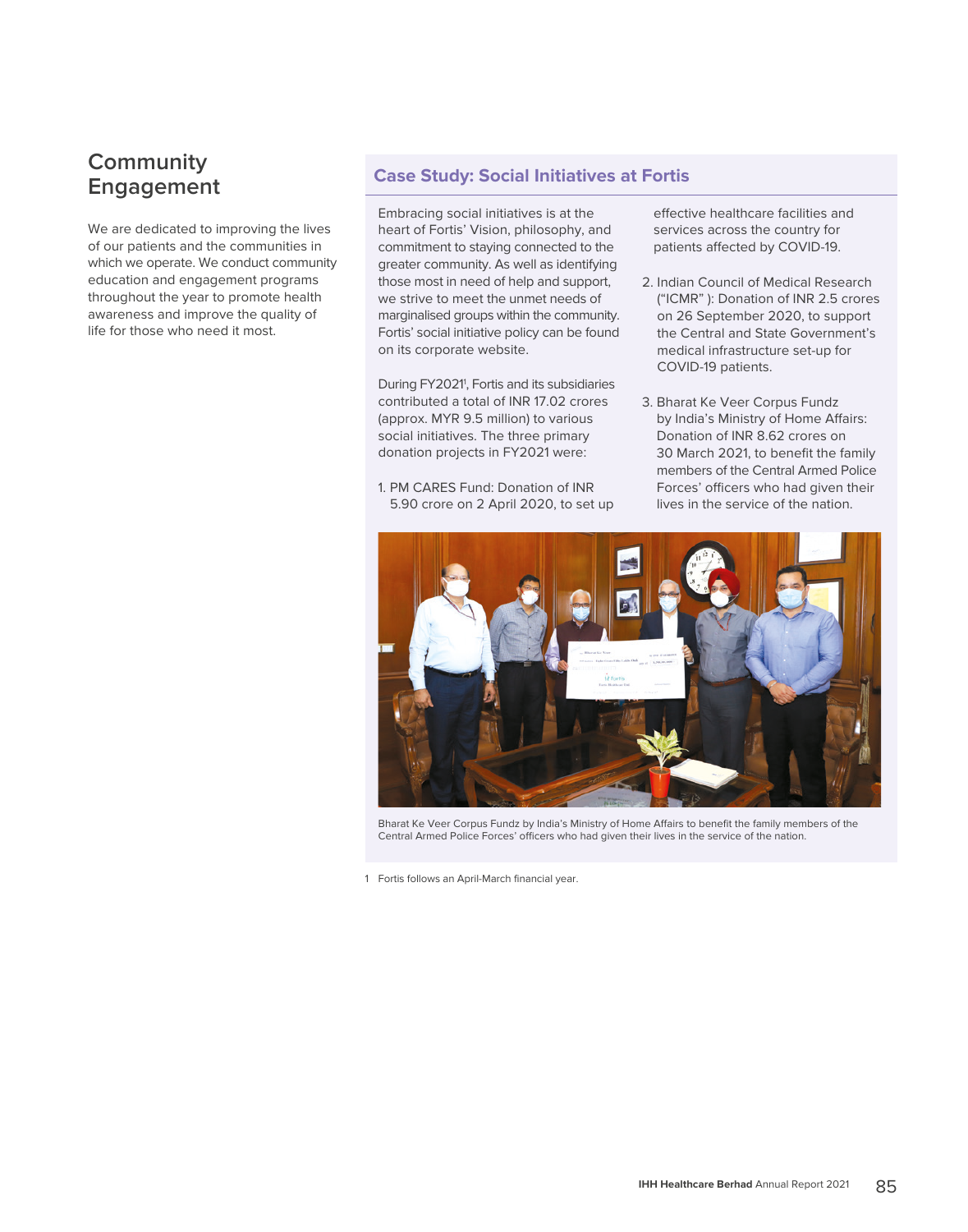## Community Engagement

We are dedicated to improving the lives of our patients and the communities in which we operate. We conduct community education and engagement programs throughout the year to promote health awareness and improve the quality of life for those who need it most.

### Case Study: Social Initiatives at Fortis

Embracing social initiatives is at the heart of Fortis' Vision, philosophy, and commitment to staying connected to the greater community. As well as identifying those most in need of help and support, we strive to meet the unmet needs of marginalised groups within the community. Fortis' social initiative policy can be found on its corporate website.

During FY2021[1], Fortis and its subsidiaries contributed a total of INR 17.02 crores (approx. MYR 9.5 million) to various social initiatives. The three primary donation projects in FY2021 were:

1. PM CARES Fund: Donation of INR 5.90 crore on 2 April 2020, to set up effective healthcare facilities and services across the country for patients affected by COVID-19.
2. Indian Council of Medical Research ("ICMR" ): Donation of INR 2.5 crores on 26 September 2020, to support the Central and State Government's medical infrastructure set-up for COVID-19 patients.
3. Bharat Ke Veer Corpus Fundz by India's Ministry of Home Affairs: Donation of INR 8.62 crores on 30 March 2021, to benefit the family members of the Central Armed Police Forces' officers who had given their lives in the service of the nation.

Bharat Ke Veer Corpus Fundz by India's Ministry of Home Affairs to benefit the family members of the Central Armed Police Forces' officers who had given their lives in the service of the nation.

1 Fortis follows an April-March financial year.